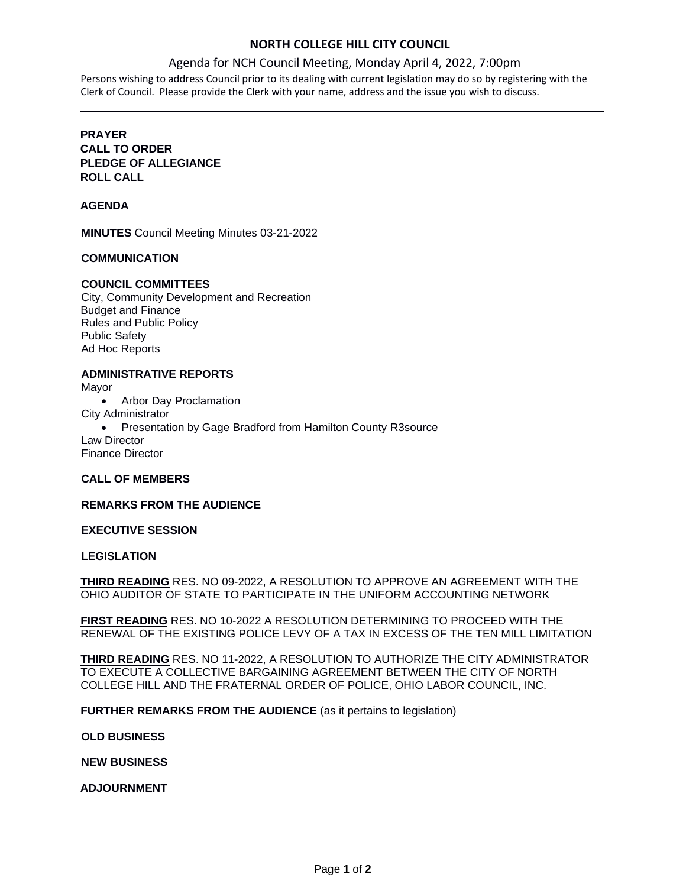# NORTH COLLEGE HILL CITY COUNCIL

## Agenda for NCH Council Meeting, Monday April 4, 2022, 7:00pm

Persons wishing to address Council prior to its dealing with current legislation may do so by registering with the Clerk of Council. Please provide the Clerk with your name, address and the issue you wish to discuss.

---

**PRAYER**
**CALL TO ORDER**
**PLEDGE OF ALLEGIANCE**
**ROLL CALL**

**AGENDA**

**MINUTES** Council Meeting Minutes 03-21-2022

**COMMUNICATION**

**COUNCIL COMMITTEES**
City, Community Development and Recreation
Budget and Finance
Rules and Public Policy
Public Safety
Ad Hoc Reports

**ADMINISTRATIVE REPORTS**
Mayor

- Arbor Day Proclamation

City Administrator

- Presentation by Gage Bradford from Hamilton County R3source

Law Director
Finance Director

**CALL OF MEMBERS**

**REMARKS FROM THE AUDIENCE**

**EXECUTIVE SESSION**

**LEGISLATION**

**THIRD READING** RES. NO 09-2022, A RESOLUTION TO APPROVE AN AGREEMENT WITH THE OHIO AUDITOR OF STATE TO PARTICIPATE IN THE UNIFORM ACCOUNTING NETWORK

**FIRST READING** RES. NO 10-2022 A RESOLUTION DETERMINING TO PROCEED WITH THE RENEWAL OF THE EXISTING POLICE LEVY OF A TAX IN EXCESS OF THE TEN MILL LIMITATION

**THIRD READING** RES. NO 11-2022, A RESOLUTION TO AUTHORIZE THE CITY ADMINISTRATOR TO EXECUTE A COLLECTIVE BARGAINING AGREEMENT BETWEEN THE CITY OF NORTH COLLEGE HILL AND THE FRATERNAL ORDER OF POLICE, OHIO LABOR COUNCIL, INC.

**FURTHER REMARKS FROM THE AUDIENCE** (as it pertains to legislation)

**OLD BUSINESS**

**NEW BUSINESS**

**ADJOURNMENT**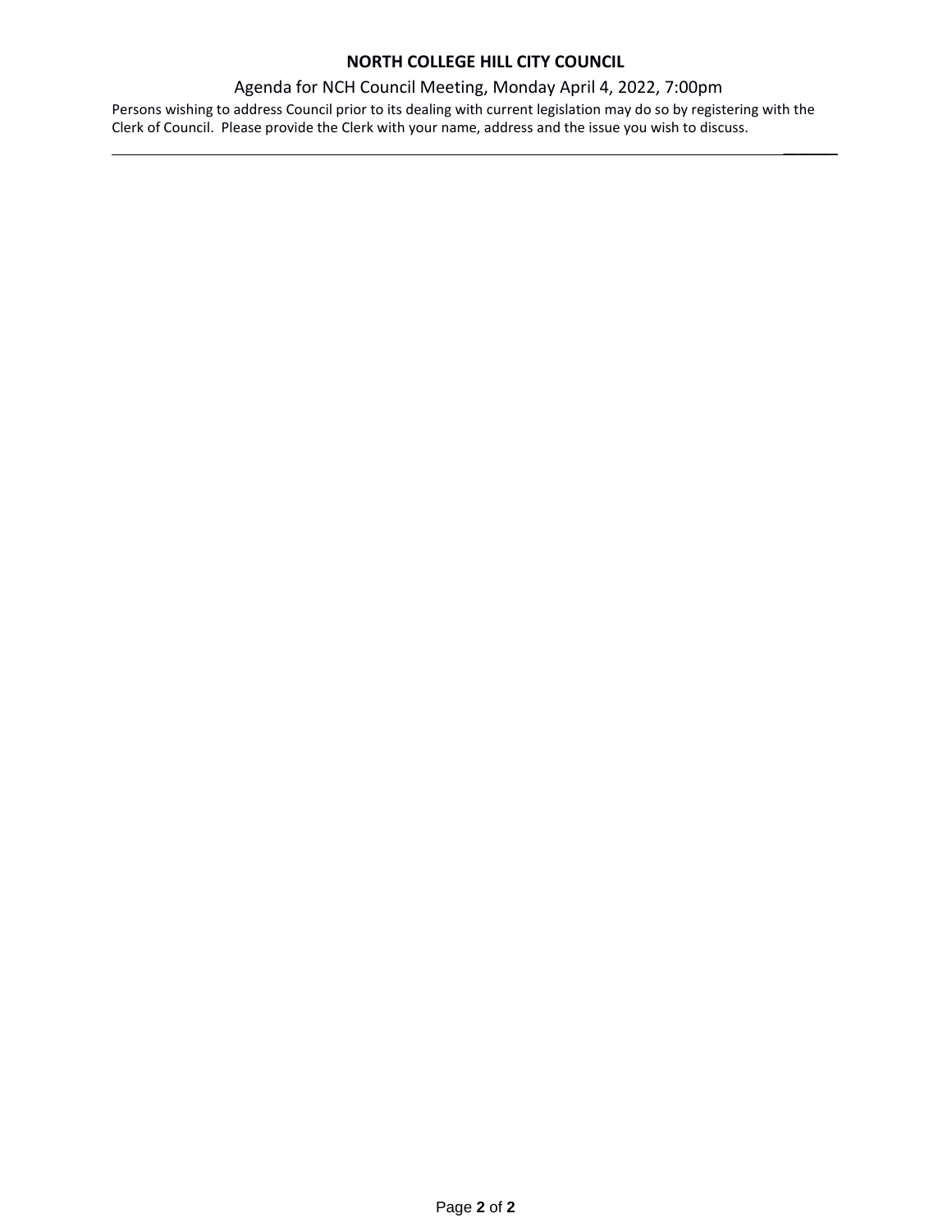**NORTH COLLEGE HILL CITY COUNCIL**

Agenda for NCH Council Meeting, Monday April 4, 2022, 7:00pm

Persons wishing to address Council prior to its dealing with current legislation may do so by registering with the Clerk of Council. Please provide the Clerk with your name, address and the issue you wish to discuss.